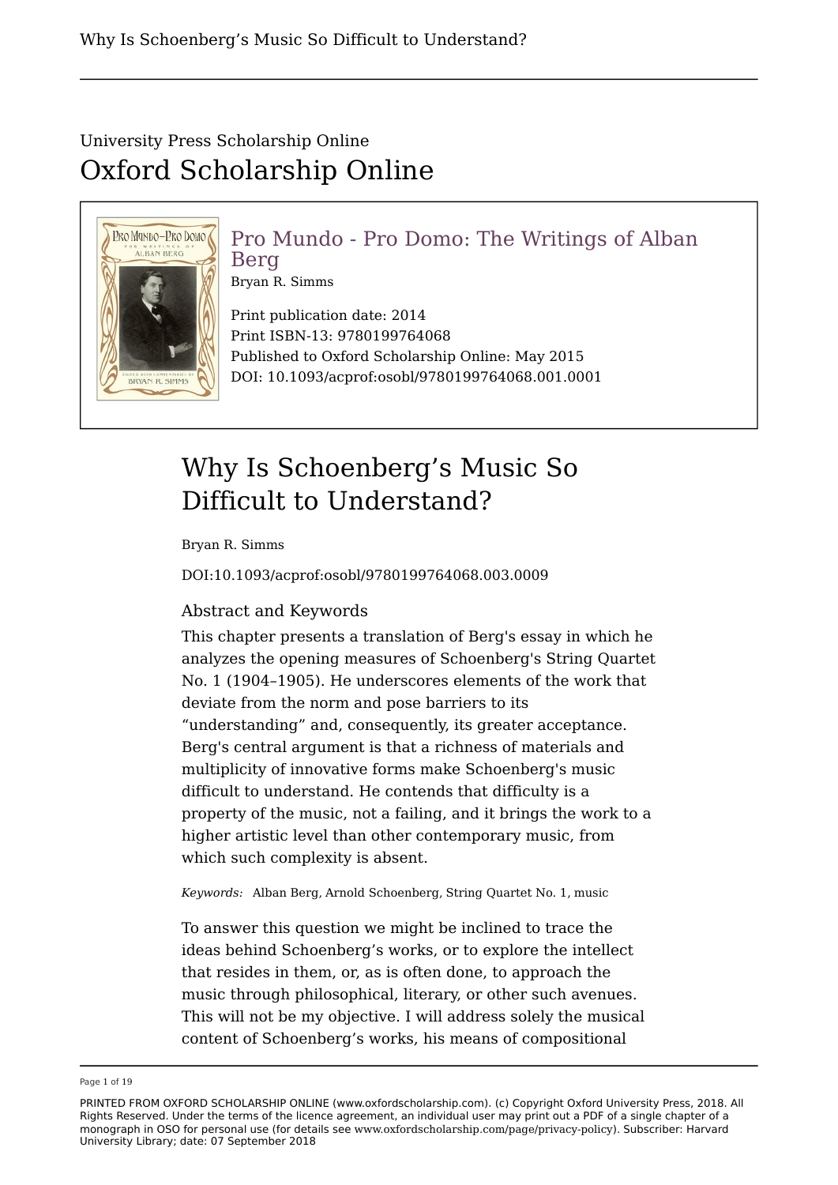University Press Scholarship Online

# Oxford Scholarship Online

**Pro Mundo - Pro Domo: The Writings of Alban Berg**
Bryan R. Simms

Print publication date: 2014
Print ISBN-13: 9780199764068
Published to Oxford Scholarship Online: May 2015
DOI: 10.1093/acprof:osobl/9780199764068.001.0001

## Why Is Schoenberg's Music So Difficult to Understand?

Bryan R. Simms

DOI:10.1093/acprof:osobl/9780199764068.003.0009

### Abstract and Keywords

This chapter presents a translation of Berg's essay in which he analyzes the opening measures of Schoenberg's String Quartet No. 1 (1904–1905). He underscores elements of the work that deviate from the norm and pose barriers to its "understanding" and, consequently, its greater acceptance. Berg's central argument is that a richness of materials and multiplicity of innovative forms make Schoenberg's music difficult to understand. He contends that difficulty is a property of the music, not a failing, and it brings the work to a higher artistic level than other contemporary music, from which such complexity is absent.

*Keywords:* Alban Berg, Arnold Schoenberg, String Quartet No. 1, music

To answer this question we might be inclined to trace the ideas behind Schoenberg's works, or to explore the intellect that resides in them, or, as is often done, to approach the music through philosophical, literary, or other such avenues. This will not be my objective. I will address solely the musical content of Schoenberg's works, his means of compositional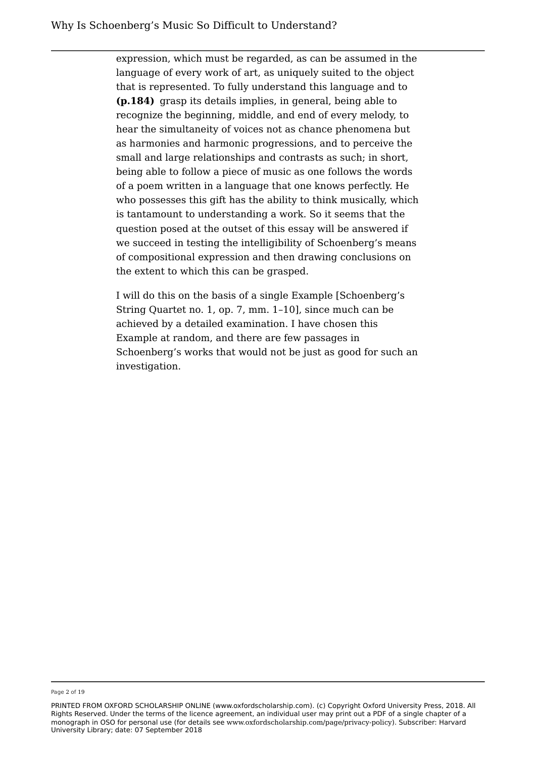expression, which must be regarded, as can be assumed in the language of every work of art, as uniquely suited to the object that is represented. To fully understand this language and to **(p.184)** grasp its details implies, in general, being able to recognize the beginning, middle, and end of every melody, to hear the simultaneity of voices not as chance phenomena but as harmonies and harmonic progressions, and to perceive the small and large relationships and contrasts as such; in short, being able to follow a piece of music as one follows the words of a poem written in a language that one knows perfectly. He who possesses this gift has the ability to think musically, which is tantamount to understanding a work. So it seems that the question posed at the outset of this essay will be answered if we succeed in testing the intelligibility of Schoenberg's means of compositional expression and then drawing conclusions on the extent to which this can be grasped.

I will do this on the basis of a single Example [Schoenberg's String Quartet no. 1, op. 7, mm. 1–10], since much can be achieved by a detailed examination. I have chosen this Example at random, and there are few passages in Schoenberg's works that would not be just as good for such an investigation.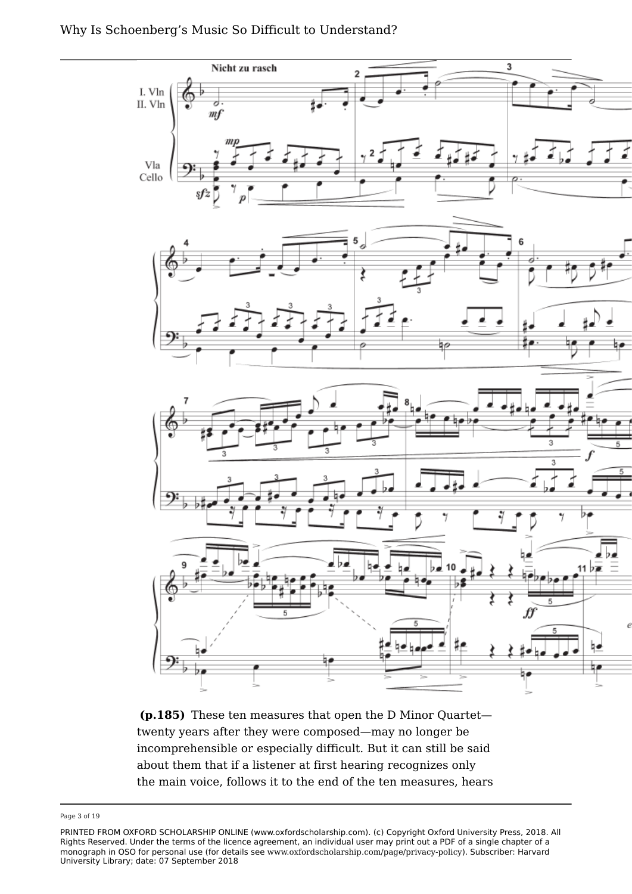**(p.185)** These ten measures that open the D Minor Quartet—twenty years after they were composed—may no longer be incomprehensible or especially difficult. But it can still be said about them that if a listener at first hearing recognizes only the main voice, follows it to the end of the ten measures, hears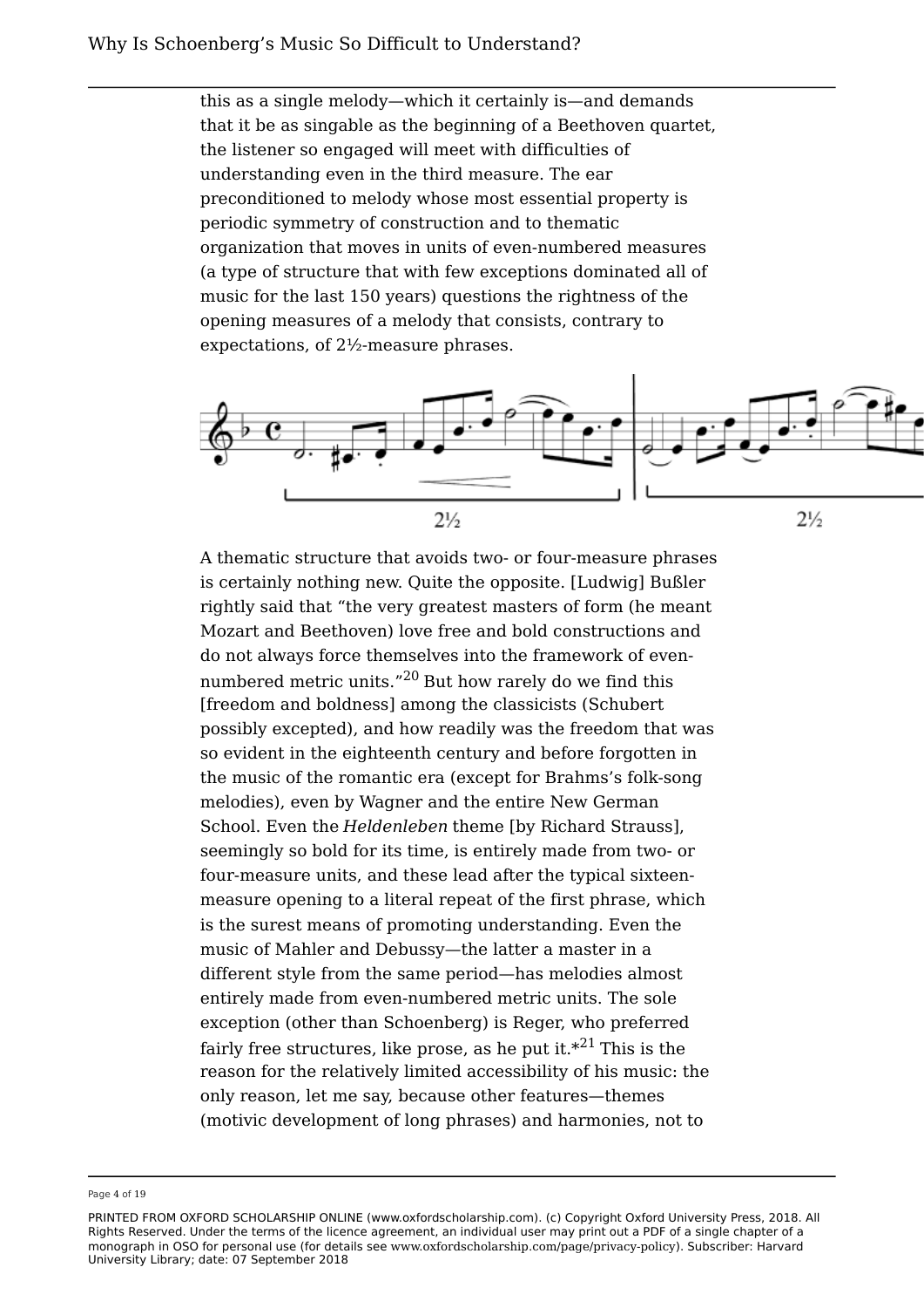this as a single melody—which it certainly is—and demands that it be as singable as the beginning of a Beethoven quartet, the listener so engaged will meet with difficulties of understanding even in the third measure. The ear preconditioned to melody whose most essential property is periodic symmetry of construction and to thematic organization that moves in units of even-numbered measures (a type of structure that with few exceptions dominated all of music for the last 150 years) questions the rightness of the opening measures of a melody that consists, contrary to expectations, of 2½-measure phrases.

A thematic structure that avoids two- or four-measure phrases is certainly nothing new. Quite the opposite. [Ludwig] Bußler rightly said that "the very greatest masters of form (he meant Mozart and Beethoven) love free and bold constructions and do not always force themselves into the framework of even-numbered metric units."[20] But how rarely do we find this [freedom and boldness] among the classicists (Schubert possibly excepted), and how readily was the freedom that was so evident in the eighteenth century and before forgotten in the music of the romantic era (except for Brahms's folk-song melodies), even by Wagner and the entire New German School. Even the *Heldenleben* theme [by Richard Strauss], seemingly so bold for its time, is entirely made from two- or four-measure units, and these lead after the typical sixteen-measure opening to a literal repeat of the first phrase, which is the surest means of promoting understanding. Even the music of Mahler and Debussy—the latter a master in a different style from the same period—has melodies almost entirely made from even-numbered metric units. The sole exception (other than Schoenberg) is Reger, who preferred fairly free structures, like prose, as he put it.*[21] This is the reason for the relatively limited accessibility of his music: the only reason, let me say, because other features—themes (motivic development of long phrases) and harmonies, not to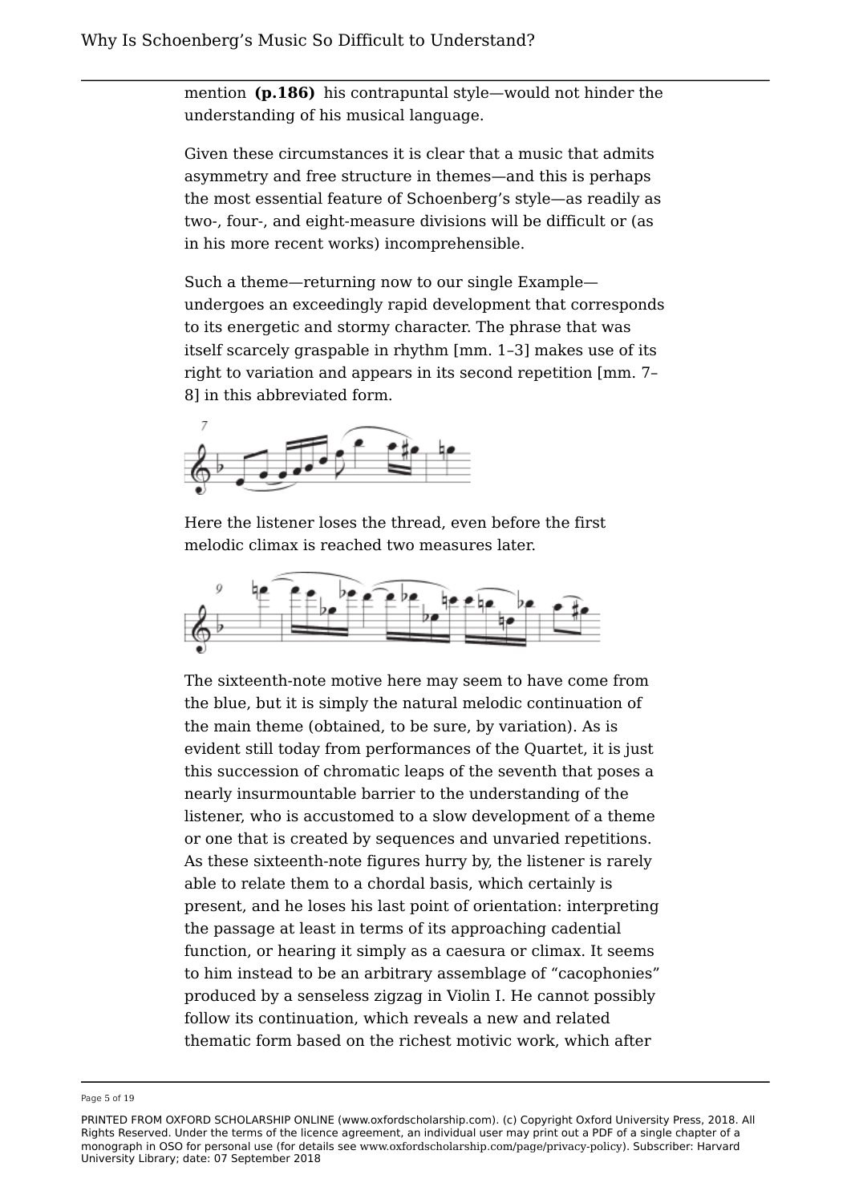mention **(p.186)** his contrapuntal style—would not hinder the understanding of his musical language.

Given these circumstances it is clear that a music that admits asymmetry and free structure in themes—and this is perhaps the most essential feature of Schoenberg's style—as readily as two-, four-, and eight-measure divisions will be difficult or (as in his more recent works) incomprehensible.

Such a theme—returning now to our single Example—undergoes an exceedingly rapid development that corresponds to its energetic and stormy character. The phrase that was itself scarcely graspable in rhythm [mm. 1–3] makes use of its right to variation and appears in its second repetition [mm. 7–8] in this abbreviated form.

Here the listener loses the thread, even before the first melodic climax is reached two measures later.

The sixteenth-note motive here may seem to have come from the blue, but it is simply the natural melodic continuation of the main theme (obtained, to be sure, by variation). As is evident still today from performances of the Quartet, it is just this succession of chromatic leaps of the seventh that poses a nearly insurmountable barrier to the understanding of the listener, who is accustomed to a slow development of a theme or one that is created by sequences and unvaried repetitions. As these sixteenth-note figures hurry by, the listener is rarely able to relate them to a chordal basis, which certainly is present, and he loses his last point of orientation: interpreting the passage at least in terms of its approaching cadential function, or hearing it simply as a caesura or climax. It seems to him instead to be an arbitrary assemblage of "cacophonies" produced by a senseless zigzag in Violin I. He cannot possibly follow its continuation, which reveals a new and related thematic form based on the richest motivic work, which after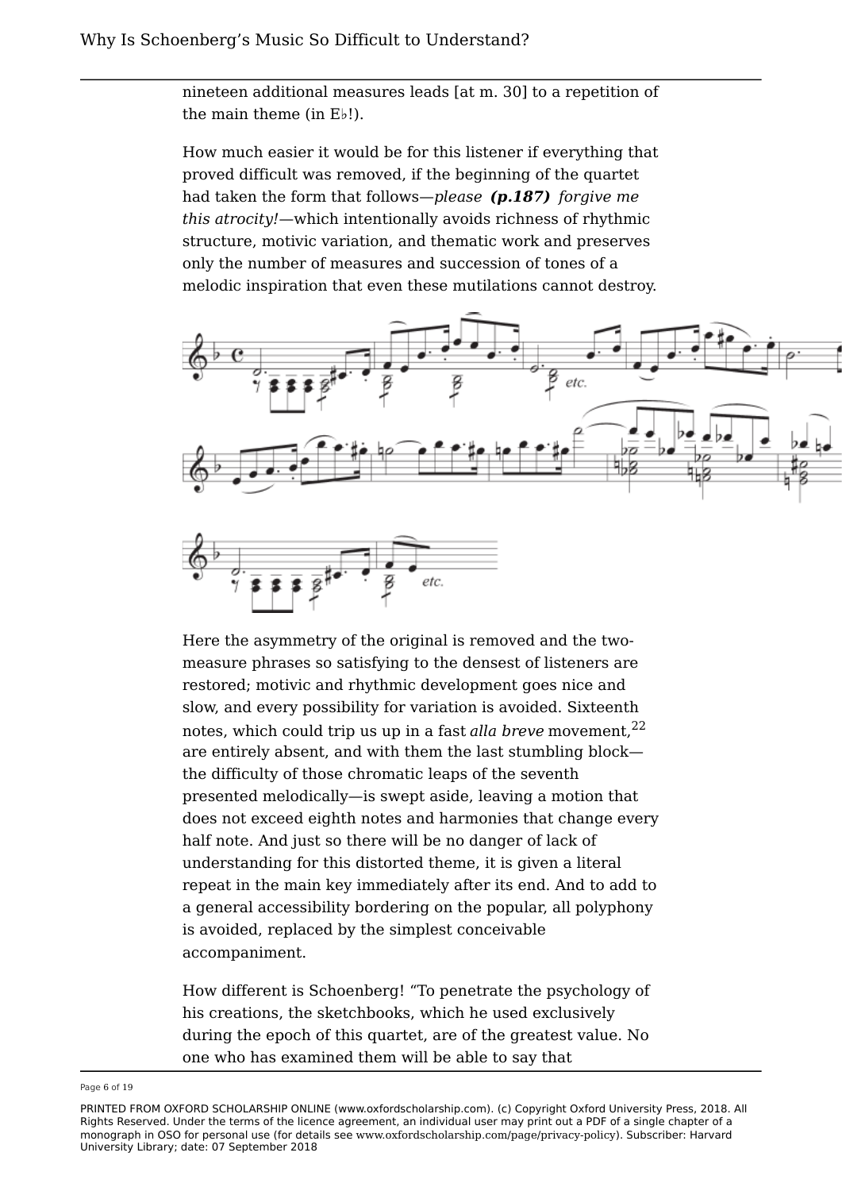nineteen additional measures leads [at m. 30] to a repetition of the main theme (in E♭!).

How much easier it would be for this listener if everything that proved difficult was removed, if the beginning of the quartet had taken the form that follows—*please* ***(p.187)*** *forgive me this atrocity!*—which intentionally avoids richness of rhythmic structure, motivic variation, and thematic work and preserves only the number of measures and succession of tones of a melodic inspiration that even these mutilations cannot destroy.

Here the asymmetry of the original is removed and the two-measure phrases so satisfying to the densest of listeners are restored; motivic and rhythmic development goes nice and slow, and every possibility for variation is avoided. Sixteenth notes, which could trip us up in a fast *alla breve* movement,[22] are entirely absent, and with them the last stumbling block—the difficulty of those chromatic leaps of the seventh presented melodically—is swept aside, leaving a motion that does not exceed eighth notes and harmonies that change every half note. And just so there will be no danger of lack of understanding for this distorted theme, it is given a literal repeat in the main key immediately after its end. And to add to a general accessibility bordering on the popular, all polyphony is avoided, replaced by the simplest conceivable accompaniment.

How different is Schoenberg! “To penetrate the psychology of his creations, the sketchbooks, which he used exclusively during the epoch of this quartet, are of the greatest value. No one who has examined them will be able to say that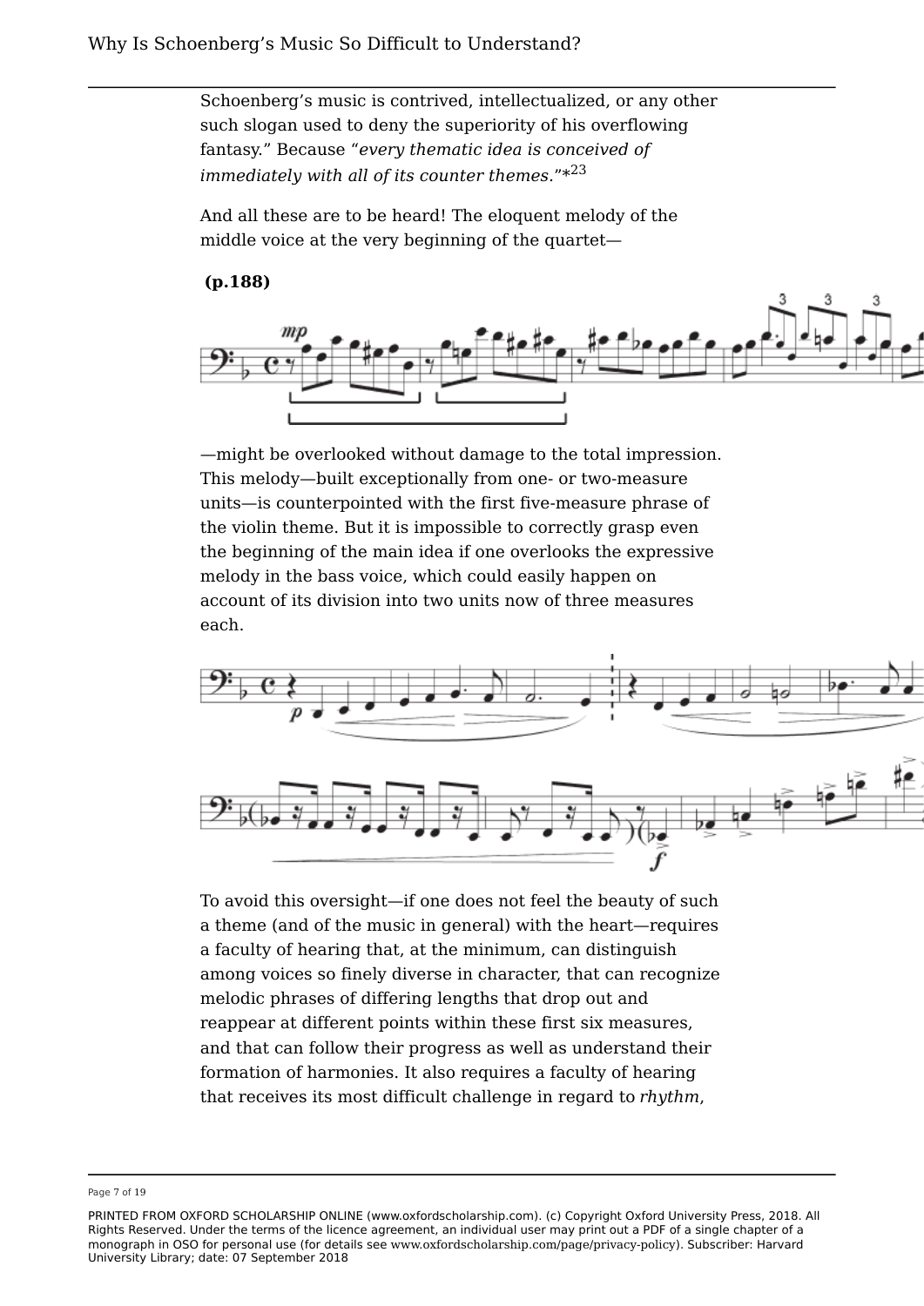Schoenberg's music is contrived, intellectualized, or any other such slogan used to deny the superiority of his overflowing fantasy." Because "*every thematic idea is conceived of immediately with all of its counter themes.*"*[23]

And all these are to be heard! The eloquent melody of the middle voice at the very beginning of the quartet—

**(p.188)**

—might be overlooked without damage to the total impression. This melody—built exceptionally from one- or two-measure units—is counterpointed with the first five-measure phrase of the violin theme. But it is impossible to correctly grasp even the beginning of the main idea if one overlooks the expressive melody in the bass voice, which could easily happen on account of its division into two units now of three measures each.

To avoid this oversight—if one does not feel the beauty of such a theme (and of the music in general) with the heart—requires a faculty of hearing that, at the minimum, can distinguish among voices so finely diverse in character, that can recognize melodic phrases of differing lengths that drop out and reappear at different points within these first six measures, and that can follow their progress as well as understand their formation of harmonies. It also requires a faculty of hearing that receives its most difficult challenge in regard to *rhythm*,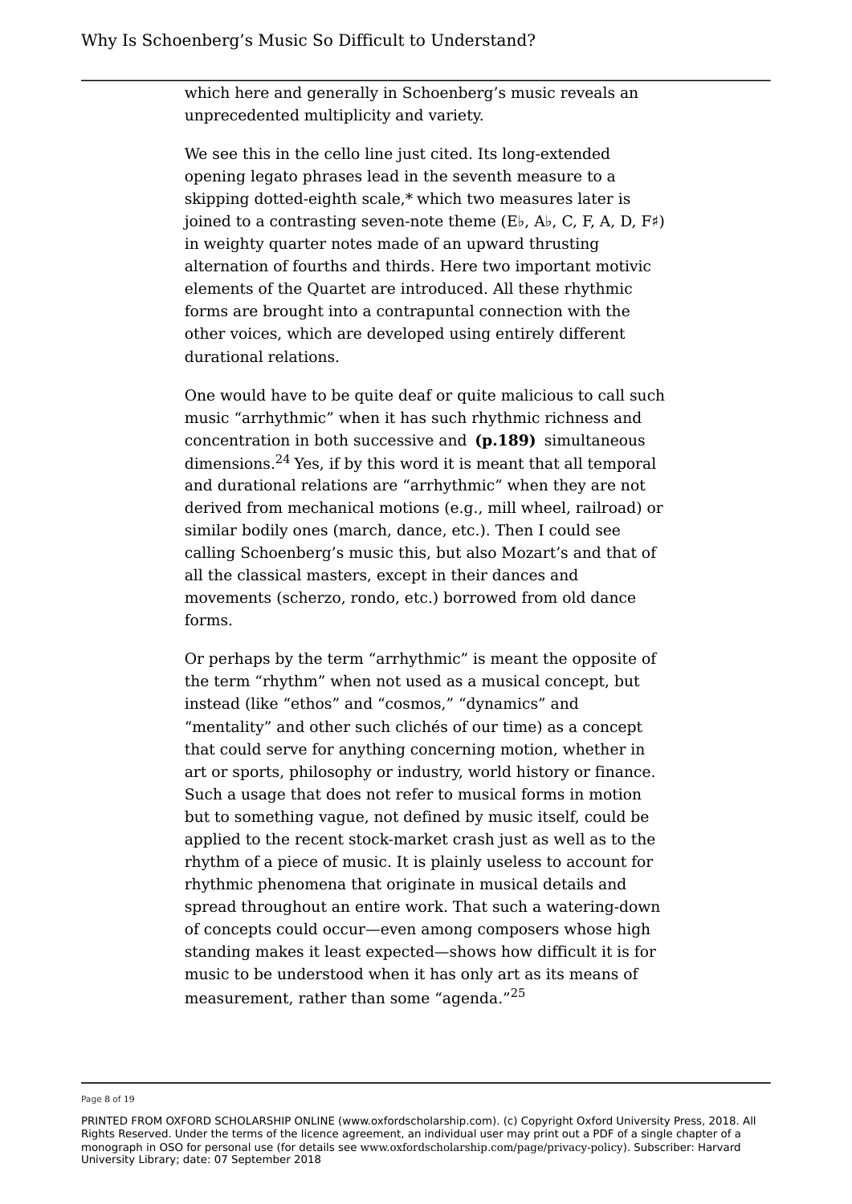which here and generally in Schoenberg's music reveals an unprecedented multiplicity and variety.

We see this in the cello line just cited. Its long-extended opening legato phrases lead in the seventh measure to a skipping dotted-eighth scale,* which two measures later is joined to a contrasting seven-note theme (E♭, A♭, C, F, A, D, F♯) in weighty quarter notes made of an upward thrusting alternation of fourths and thirds. Here two important motivic elements of the Quartet are introduced. All these rhythmic forms are brought into a contrapuntal connection with the other voices, which are developed using entirely different durational relations.

One would have to be quite deaf or quite malicious to call such music "arrhythmic" when it has such rhythmic richness and concentration in both successive and **(p.189)** simultaneous dimensions.[24] Yes, if by this word it is meant that all temporal and durational relations are "arrhythmic" when they are not derived from mechanical motions (e.g., mill wheel, railroad) or similar bodily ones (march, dance, etc.). Then I could see calling Schoenberg's music this, but also Mozart's and that of all the classical masters, except in their dances and movements (scherzo, rondo, etc.) borrowed from old dance forms.

Or perhaps by the term "arrhythmic" is meant the opposite of the term "rhythm" when not used as a musical concept, but instead (like "ethos" and "cosmos," "dynamics" and "mentality" and other such clichés of our time) as a concept that could serve for anything concerning motion, whether in art or sports, philosophy or industry, world history or finance. Such a usage that does not refer to musical forms in motion but to something vague, not defined by music itself, could be applied to the recent stock-market crash just as well as to the rhythm of a piece of music. It is plainly useless to account for rhythmic phenomena that originate in musical details and spread throughout an entire work. That such a watering-down of concepts could occur—even among composers whose high standing makes it least expected—shows how difficult it is for music to be understood when it has only art as its means of measurement, rather than some "agenda."[25]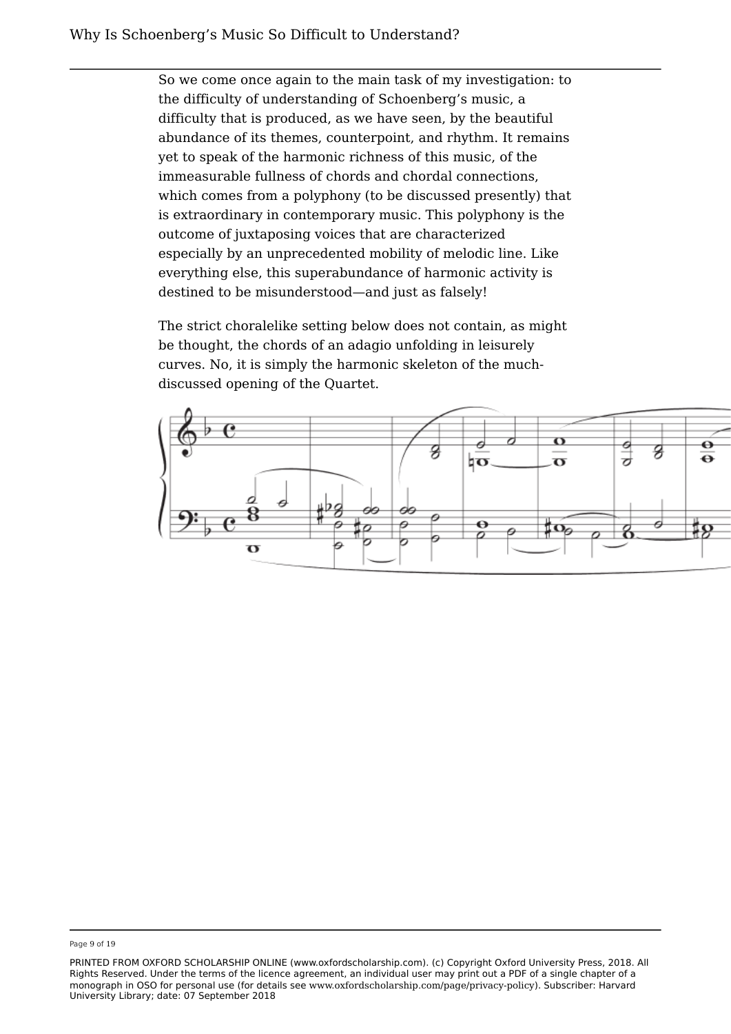So we come once again to the main task of my investigation: to the difficulty of understanding of Schoenberg's music, a difficulty that is produced, as we have seen, by the beautiful abundance of its themes, counterpoint, and rhythm. It remains yet to speak of the harmonic richness of this music, of the immeasurable fullness of chords and chordal connections, which comes from a polyphony (to be discussed presently) that is extraordinary in contemporary music. This polyphony is the outcome of juxtaposing voices that are characterized especially by an unprecedented mobility of melodic line. Like everything else, this superabundance of harmonic activity is destined to be misunderstood—and just as falsely!

The strict choralelike setting below does not contain, as might be thought, the chords of an adagio unfolding in leisurely curves. No, it is simply the harmonic skeleton of the much-discussed opening of the Quartet.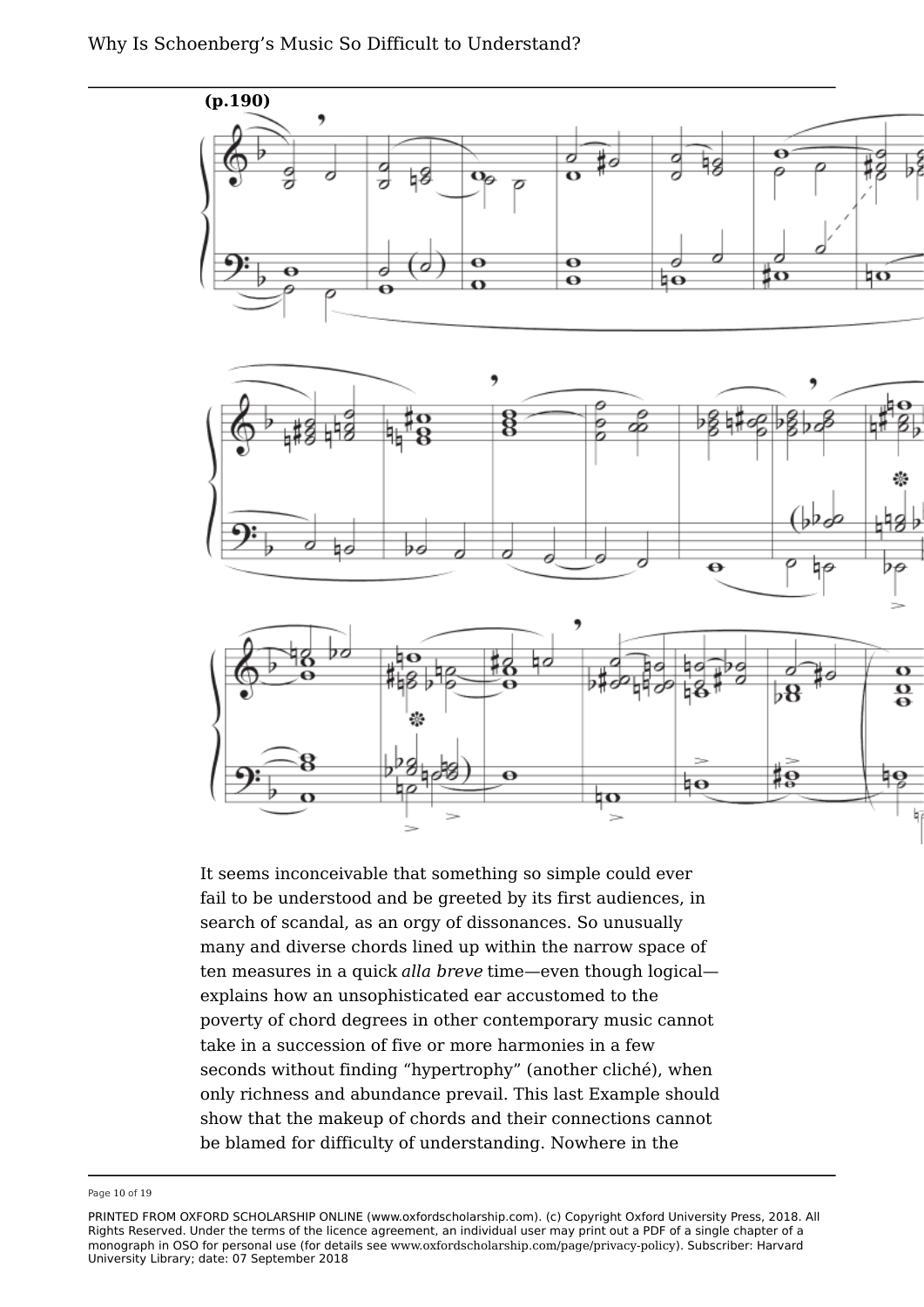(p.190)

It seems inconceivable that something so simple could ever fail to be understood and be greeted by its first audiences, in search of scandal, as an orgy of dissonances. So unusually many and diverse chords lined up within the narrow space of ten measures in a quick *alla breve* time—even though logical—explains how an unsophisticated ear accustomed to the poverty of chord degrees in other contemporary music cannot take in a succession of five or more harmonies in a few seconds without finding “hypertrophy” (another cliché), when only richness and abundance prevail. This last Example should show that the makeup of chords and their connections cannot be blamed for difficulty of understanding. Nowhere in the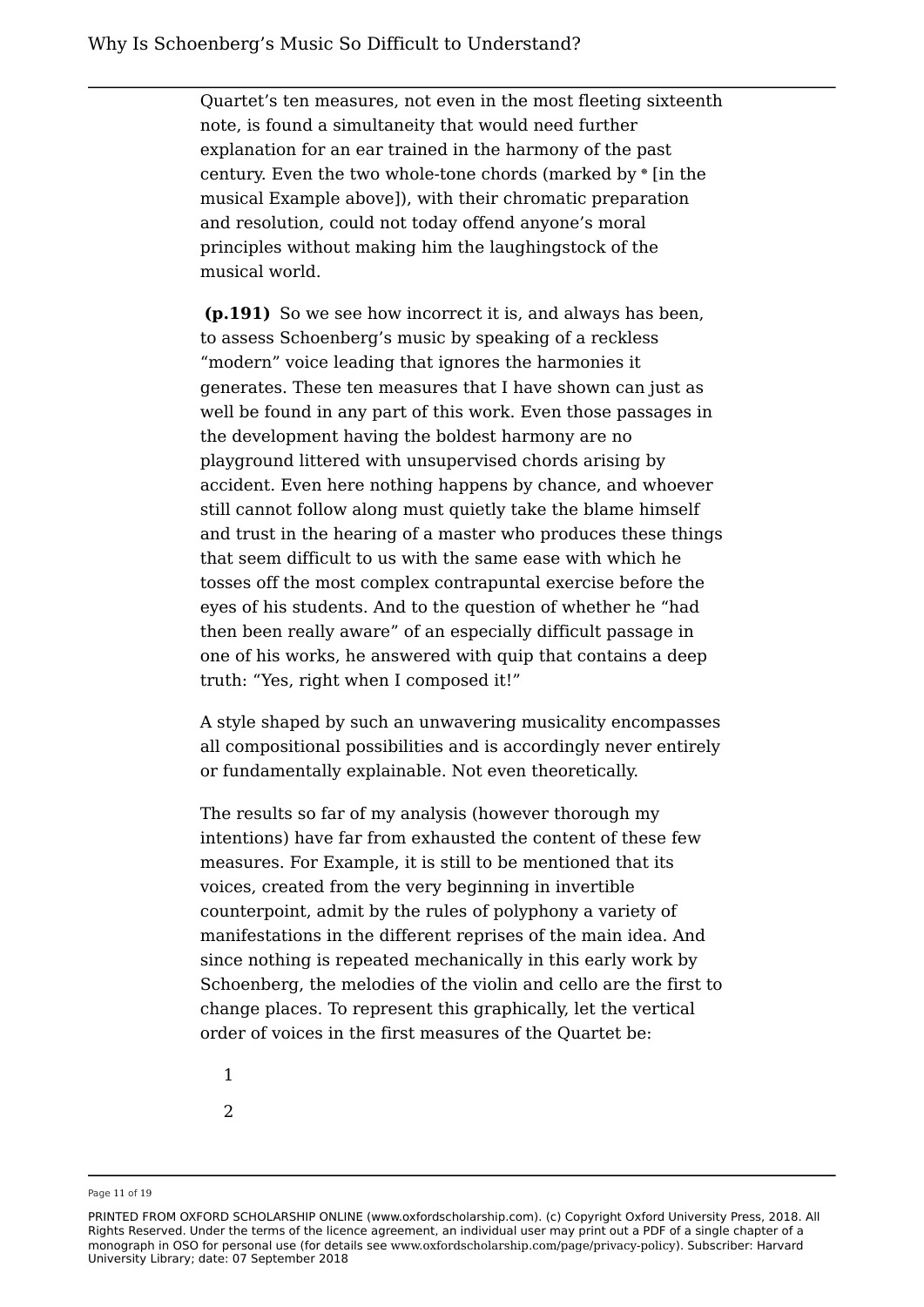Quartet's ten measures, not even in the most fleeting sixteenth note, is found a simultaneity that would need further explanation for an ear trained in the harmony of the past century. Even the two whole-tone chords (marked by * [in the musical Example above]), with their chromatic preparation and resolution, could not today offend anyone's moral principles without making him the laughingstock of the musical world.

**(p.191)** So we see how incorrect it is, and always has been, to assess Schoenberg's music by speaking of a reckless "modern" voice leading that ignores the harmonies it generates. These ten measures that I have shown can just as well be found in any part of this work. Even those passages in the development having the boldest harmony are no playground littered with unsupervised chords arising by accident. Even here nothing happens by chance, and whoever still cannot follow along must quietly take the blame himself and trust in the hearing of a master who produces these things that seem difficult to us with the same ease with which he tosses off the most complex contrapuntal exercise before the eyes of his students. And to the question of whether he "had then been really aware" of an especially difficult passage in one of his works, he answered with quip that contains a deep truth: "Yes, right when I composed it!"

A style shaped by such an unwavering musicality encompasses all compositional possibilities and is accordingly never entirely or fundamentally explainable. Not even theoretically.

The results so far of my analysis (however thorough my intentions) have far from exhausted the content of these few measures. For Example, it is still to be mentioned that its voices, created from the very beginning in invertible counterpoint, admit by the rules of polyphony a variety of manifestations in the different reprises of the main idea. And since nothing is repeated mechanically in this early work by Schoenberg, the melodies of the violin and cello are the first to change places. To represent this graphically, let the vertical order of voices in the first measures of the Quartet be:

1

2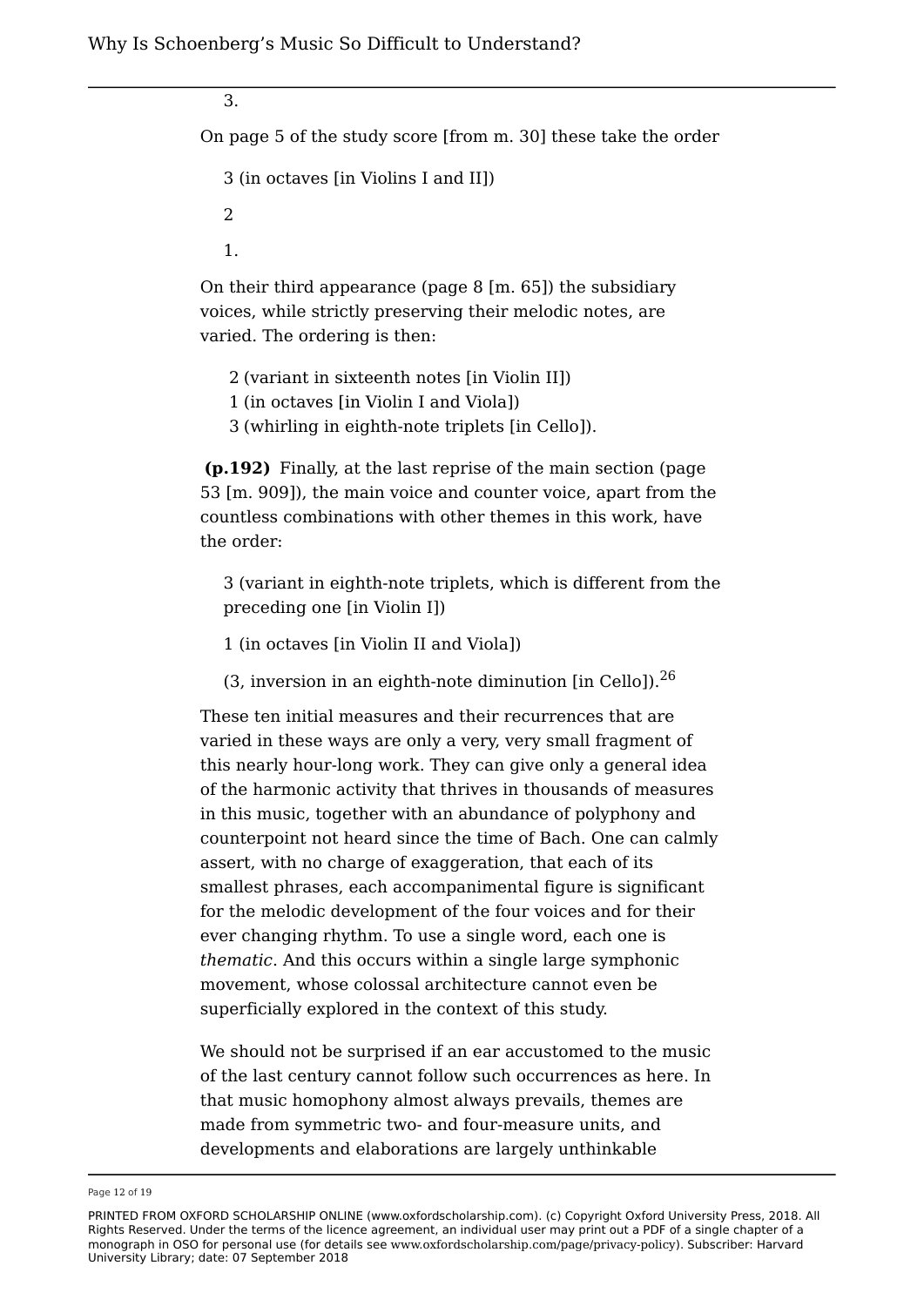3.

On page 5 of the study score [from m. 30] these take the order

3 (in octaves [in Violins I and II])

2

1.

On their third appearance (page 8 [m. 65]) the subsidiary voices, while strictly preserving their melodic notes, are varied. The ordering is then:

2 (variant in sixteenth notes [in Violin II])
1 (in octaves [in Violin I and Viola])
3 (whirling in eighth-note triplets [in Cello]).

**(p.192)** Finally, at the last reprise of the main section (page 53 [m. 909]), the main voice and counter voice, apart from the countless combinations with other themes in this work, have the order:

3 (variant in eighth-note triplets, which is different from the preceding one [in Violin I])

1 (in octaves [in Violin II and Viola])

(3, inversion in an eighth-note diminution [in Cello]).[26]

These ten initial measures and their recurrences that are varied in these ways are only a very, very small fragment of this nearly hour-long work. They can give only a general idea of the harmonic activity that thrives in thousands of measures in this music, together with an abundance of polyphony and counterpoint not heard since the time of Bach. One can calmly assert, with no charge of exaggeration, that each of its smallest phrases, each accompanimental figure is significant for the melodic development of the four voices and for their ever changing rhythm. To use a single word, each one is *thematic*. And this occurs within a single large symphonic movement, whose colossal architecture cannot even be superficially explored in the context of this study.

We should not be surprised if an ear accustomed to the music of the last century cannot follow such occurrences as here. In that music homophony almost always prevails, themes are made from symmetric two- and four-measure units, and developments and elaborations are largely unthinkable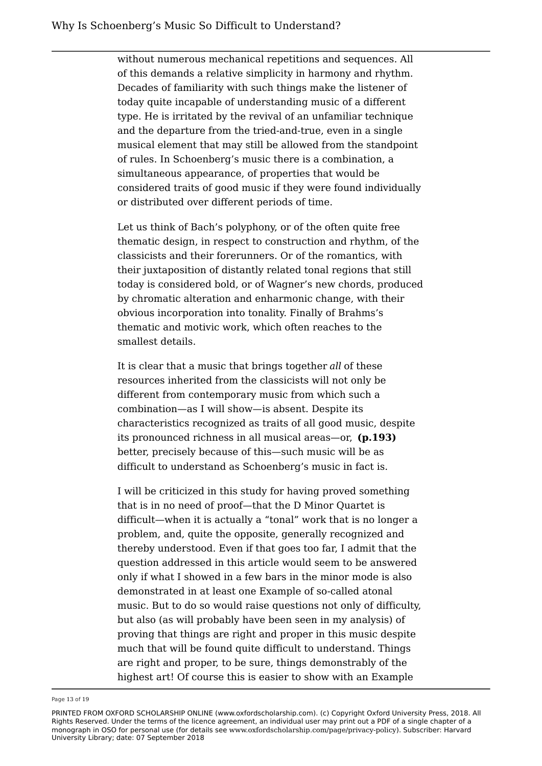without numerous mechanical repetitions and sequences. All of this demands a relative simplicity in harmony and rhythm. Decades of familiarity with such things make the listener of today quite incapable of understanding music of a different type. He is irritated by the revival of an unfamiliar technique and the departure from the tried-and-true, even in a single musical element that may still be allowed from the standpoint of rules. In Schoenberg's music there is a combination, a simultaneous appearance, of properties that would be considered traits of good music if they were found individually or distributed over different periods of time.

Let us think of Bach's polyphony, or of the often quite free thematic design, in respect to construction and rhythm, of the classicists and their forerunners. Or of the romantics, with their juxtaposition of distantly related tonal regions that still today is considered bold, or of Wagner's new chords, produced by chromatic alteration and enharmonic change, with their obvious incorporation into tonality. Finally of Brahms's thematic and motivic work, which often reaches to the smallest details.

It is clear that a music that brings together *all* of these resources inherited from the classicists will not only be different from contemporary music from which such a combination—as I will show—is absent. Despite its characteristics recognized as traits of all good music, despite its pronounced richness in all musical areas—or, **(p.193)** better, precisely because of this—such music will be as difficult to understand as Schoenberg's music in fact is.

I will be criticized in this study for having proved something that is in no need of proof—that the D Minor Quartet is difficult—when it is actually a "tonal" work that is no longer a problem, and, quite the opposite, generally recognized and thereby understood. Even if that goes too far, I admit that the question addressed in this article would seem to be answered only if what I showed in a few bars in the minor mode is also demonstrated in at least one Example of so-called atonal music. But to do so would raise questions not only of difficulty, but also (as will probably have been seen in my analysis) of proving that things are right and proper in this music despite much that will be found quite difficult to understand. Things are right and proper, to be sure, things demonstrably of the highest art! Of course this is easier to show with an Example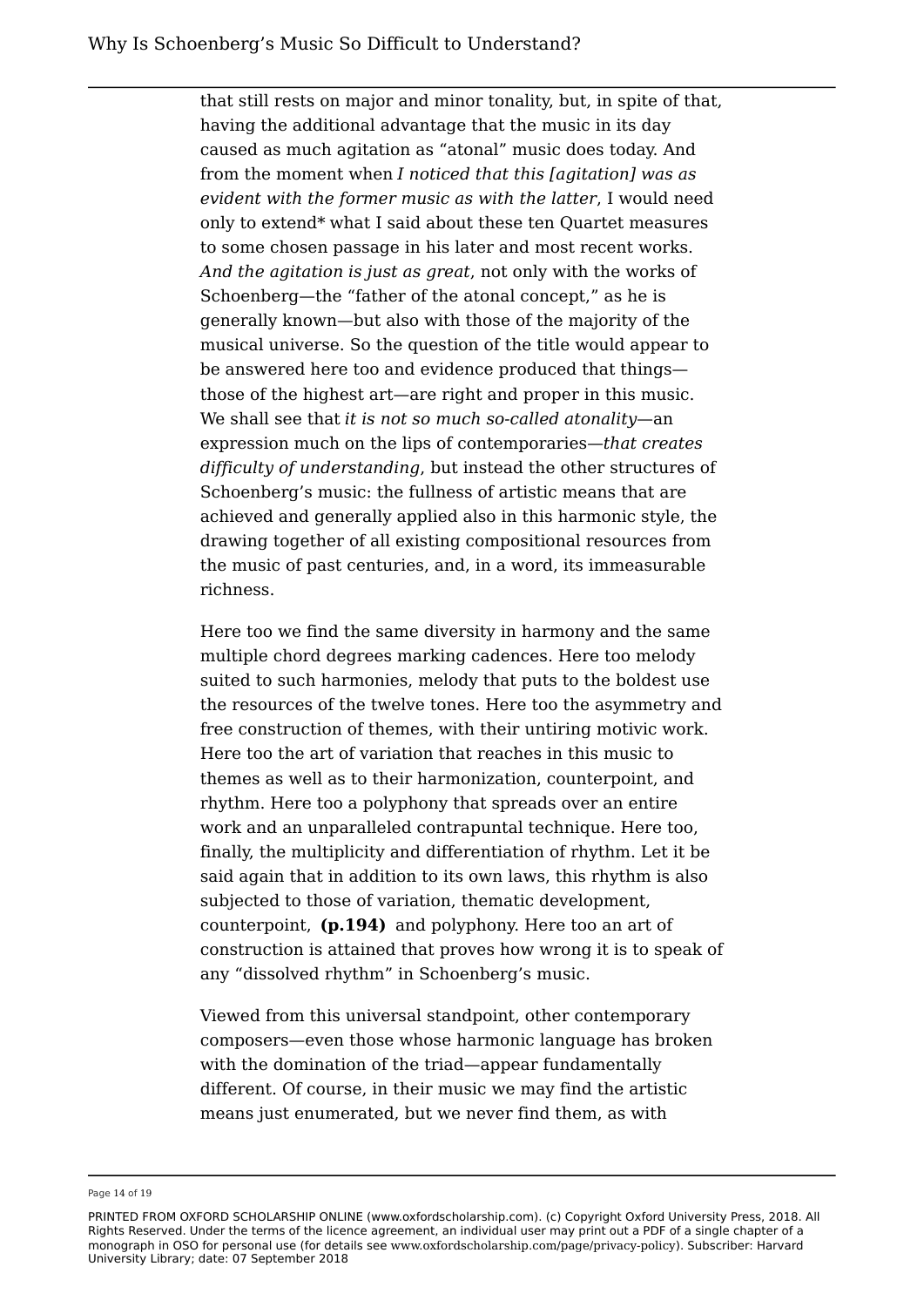that still rests on major and minor tonality, but, in spite of that, having the additional advantage that the music in its day caused as much agitation as "atonal" music does today. And from the moment when *I noticed that this [agitation] was as evident with the former music as with the latter*, I would need only to extend* what I said about these ten Quartet measures to some chosen passage in his later and most recent works. *And the agitation is just as great*, not only with the works of Schoenberg—the "father of the atonal concept," as he is generally known—but also with those of the majority of the musical universe. So the question of the title would appear to be answered here too and evidence produced that things—those of the highest art—are right and proper in this music. We shall see that *it is not so much so-called atonality*—an expression much on the lips of contemporaries—*that creates difficulty of understanding*, but instead the other structures of Schoenberg's music: the fullness of artistic means that are achieved and generally applied also in this harmonic style, the drawing together of all existing compositional resources from the music of past centuries, and, in a word, its immeasurable richness.

Here too we find the same diversity in harmony and the same multiple chord degrees marking cadences. Here too melody suited to such harmonies, melody that puts to the boldest use the resources of the twelve tones. Here too the asymmetry and free construction of themes, with their untiring motivic work. Here too the art of variation that reaches in this music to themes as well as to their harmonization, counterpoint, and rhythm. Here too a polyphony that spreads over an entire work and an unparalleled contrapuntal technique. Here too, finally, the multiplicity and differentiation of rhythm. Let it be said again that in addition to its own laws, this rhythm is also subjected to those of variation, thematic development, counterpoint, **(p.194)** and polyphony. Here too an art of construction is attained that proves how wrong it is to speak of any "dissolved rhythm" in Schoenberg's music.

Viewed from this universal standpoint, other contemporary composers—even those whose harmonic language has broken with the domination of the triad—appear fundamentally different. Of course, in their music we may find the artistic means just enumerated, but we never find them, as with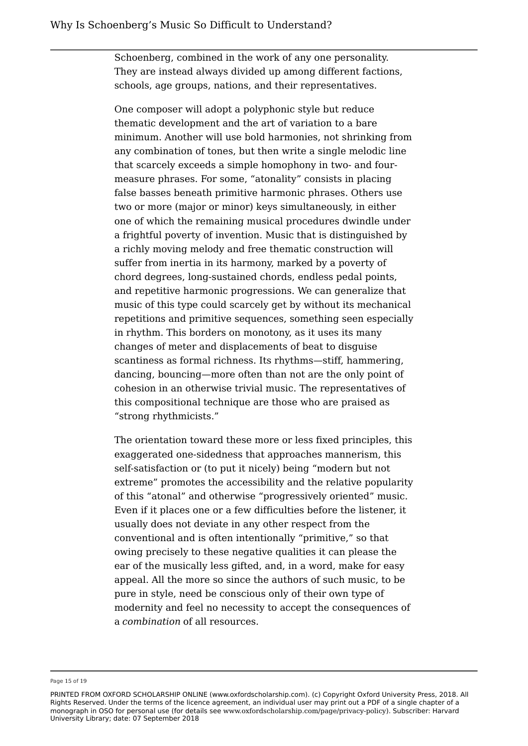Schoenberg, combined in the work of any one personality. They are instead always divided up among different factions, schools, age groups, nations, and their representatives.

One composer will adopt a polyphonic style but reduce thematic development and the art of variation to a bare minimum. Another will use bold harmonies, not shrinking from any combination of tones, but then write a single melodic line that scarcely exceeds a simple homophony in two- and four-measure phrases. For some, "atonality" consists in placing false basses beneath primitive harmonic phrases. Others use two or more (major or minor) keys simultaneously, in either one of which the remaining musical procedures dwindle under a frightful poverty of invention. Music that is distinguished by a richly moving melody and free thematic construction will suffer from inertia in its harmony, marked by a poverty of chord degrees, long-sustained chords, endless pedal points, and repetitive harmonic progressions. We can generalize that music of this type could scarcely get by without its mechanical repetitions and primitive sequences, something seen especially in rhythm. This borders on monotony, as it uses its many changes of meter and displacements of beat to disguise scantiness as formal richness. Its rhythms—stiff, hammering, dancing, bouncing—more often than not are the only point of cohesion in an otherwise trivial music. The representatives of this compositional technique are those who are praised as "strong rhythmicists."

The orientation toward these more or less fixed principles, this exaggerated one-sidedness that approaches mannerism, this self-satisfaction or (to put it nicely) being "modern but not extreme" promotes the accessibility and the relative popularity of this "atonal" and otherwise "progressively oriented" music. Even if it places one or a few difficulties before the listener, it usually does not deviate in any other respect from the conventional and is often intentionally "primitive," so that owing precisely to these negative qualities it can please the ear of the musically less gifted, and, in a word, make for easy appeal. All the more so since the authors of such music, to be pure in style, need be conscious only of their own type of modernity and feel no necessity to accept the consequences of a *combination* of all resources.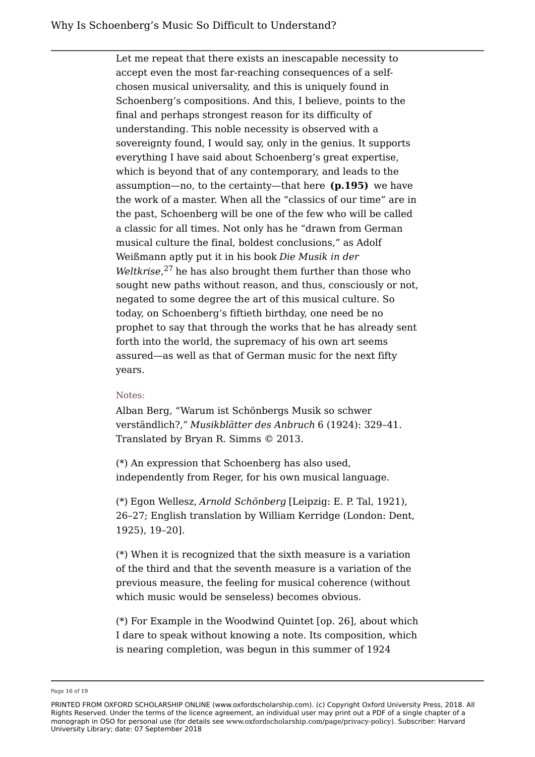Let me repeat that there exists an inescapable necessity to accept even the most far-reaching consequences of a self-chosen musical universality, and this is uniquely found in Schoenberg's compositions. And this, I believe, points to the final and perhaps strongest reason for its difficulty of understanding. This noble necessity is observed with a sovereignty found, I would say, only in the genius. It supports everything I have said about Schoenberg's great expertise, which is beyond that of any contemporary, and leads to the assumption—no, to the certainty—that here **(p.195)** we have the work of a master. When all the "classics of our time" are in the past, Schoenberg will be one of the few who will be called a classic for all times. Not only has he "drawn from German musical culture the final, boldest conclusions," as Adolf Weißmann aptly put it in his book *Die Musik in der Weltkrise*,[27] he has also brought them further than those who sought new paths without reason, and thus, consciously or not, negated to some degree the art of this musical culture. So today, on Schoenberg's fiftieth birthday, one need be no prophet to say that through the works that he has already sent forth into the world, the supremacy of his own art seems assured—as well as that of German music for the next fifty years.

Notes:

Alban Berg, "Warum ist Schönbergs Musik so schwer verständlich?," *Musikblätter des Anbruch* 6 (1924): 329–41. Translated by Bryan R. Simms © 2013.

(*) An expression that Schoenberg has also used, independently from Reger, for his own musical language.

(*) Egon Wellesz, *Arnold Schönberg* [Leipzig: E. P. Tal, 1921), 26–27; English translation by William Kerridge (London: Dent, 1925), 19–20].

(*) When it is recognized that the sixth measure is a variation of the third and that the seventh measure is a variation of the previous measure, the feeling for musical coherence (without which music would be senseless) becomes obvious.

(*) For Example in the Woodwind Quintet [op. 26], about which I dare to speak without knowing a note. Its composition, which is nearing completion, was begun in this summer of 1924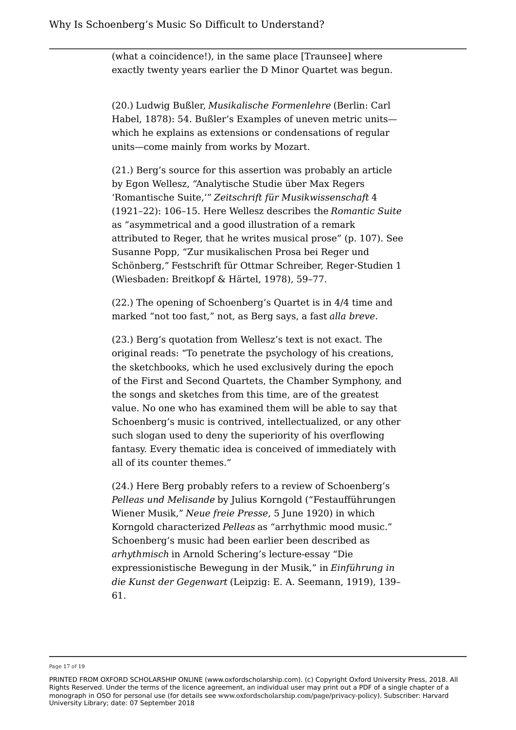(what a coincidence!), in the same place [Traunsee] where exactly twenty years earlier the D Minor Quartet was begun.

(20.) Ludwig Bußler, *Musikalische Formenlehre* (Berlin: Carl Habel, 1878): 54. Bußler's Examples of uneven metric units—which he explains as extensions or condensations of regular units—come mainly from works by Mozart.

(21.) Berg's source for this assertion was probably an article by Egon Wellesz, "Analytische Studie über Max Regers 'Romantische Suite,'" *Zeitschrift für Musikwissenschaft* 4 (1921–22): 106–15. Here Wellesz describes the *Romantic Suite* as "asymmetrical and a good illustration of a remark attributed to Reger, that he writes musical prose" (p. 107). See Susanne Popp, "Zur musikalischen Prosa bei Reger und Schönberg," Festschrift für Ottmar Schreiber, Reger-Studien 1 (Wiesbaden: Breitkopf & Härtel, 1978), 59–77.

(22.) The opening of Schoenberg's Quartet is in 4/4 time and marked "not too fast," not, as Berg says, a fast *alla breve*.

(23.) Berg's quotation from Wellesz's text is not exact. The original reads: "To penetrate the psychology of his creations, the sketchbooks, which he used exclusively during the epoch of the First and Second Quartets, the Chamber Symphony, and the songs and sketches from this time, are of the greatest value. No one who has examined them will be able to say that Schoenberg's music is contrived, intellectualized, or any other such slogan used to deny the superiority of his overflowing fantasy. Every thematic idea is conceived of immediately with all of its counter themes."

(24.) Here Berg probably refers to a review of Schoenberg's *Pelleas und Melisande* by Julius Korngold ("Festaufführungen Wiener Musik," *Neue freie Presse*, 5 June 1920) in which Korngold characterized *Pelleas* as "arrhythmic mood music." Schoenberg's music had been earlier been described as *arhythmisch* in Arnold Schering's lecture-essay "Die expressionistische Bewegung in der Musik," in *Einführung in die Kunst der Gegenwart* (Leipzig: E. A. Seemann, 1919), 139–61.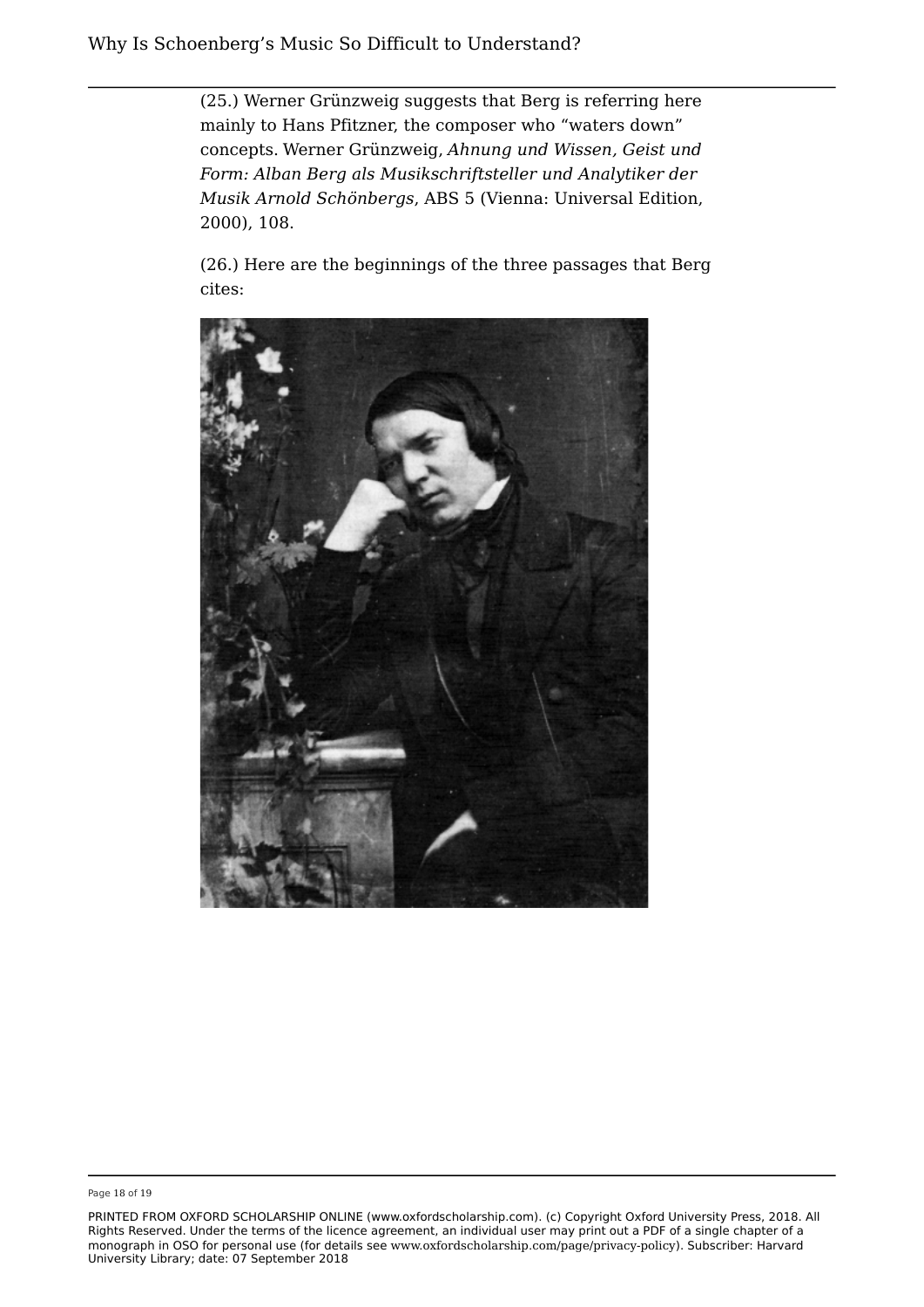(25.) Werner Grünzweig suggests that Berg is referring here mainly to Hans Pfitzner, the composer who "waters down" concepts. Werner Grünzweig, *Ahnung und Wissen, Geist und Form: Alban Berg als Musikschriftsteller und Analytiker der Musik Arnold Schönbergs*, ABS 5 (Vienna: Universal Edition, 2000), 108.

(26.) Here are the beginnings of the three passages that Berg cites: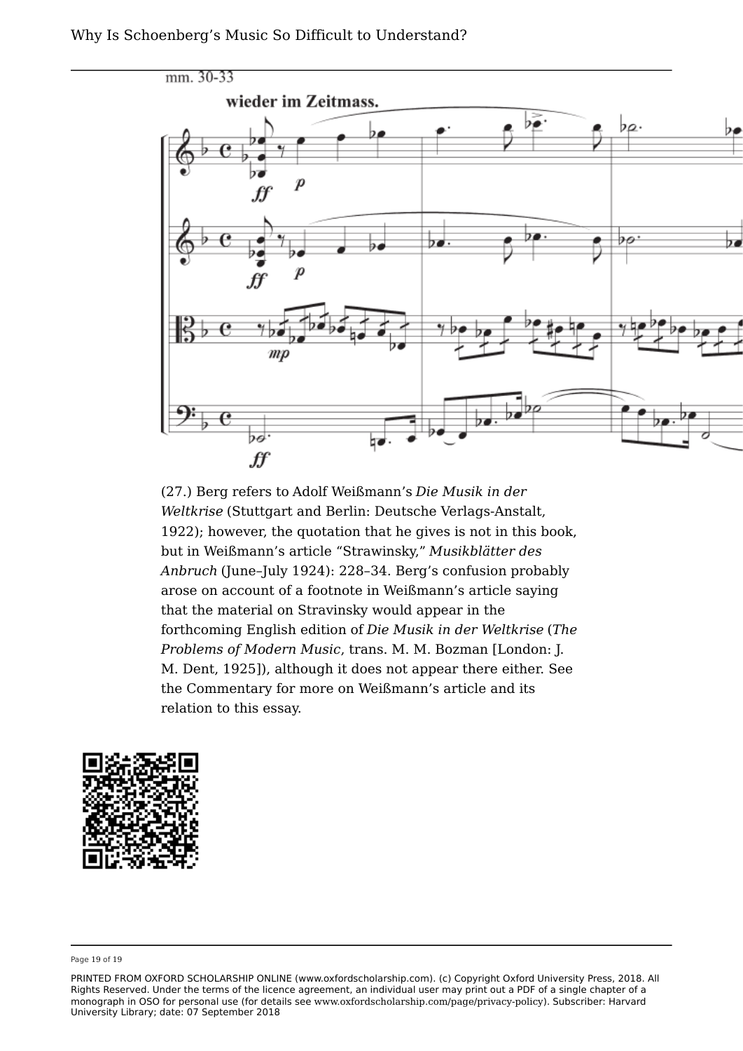mm. 30-33

wieder im Zeitmass.

(27.) Berg refers to Adolf Weißmann's *Die Musik in der Weltkrise* (Stuttgart and Berlin: Deutsche Verlags-Anstalt, 1922); however, the quotation that he gives is not in this book, but in Weißmann's article "Strawinsky," *Musikblätter des Anbruch* (June–July 1924): 228–34. Berg's confusion probably arose on account of a footnote in Weißmann's article saying that the material on Stravinsky would appear in the forthcoming English edition of *Die Musik in der Weltkrise* (*The Problems of Modern Music*, trans. M. M. Bozman [London: J. M. Dent, 1925]), although it does not appear there either. See the Commentary for more on Weißmann's article and its relation to this essay.